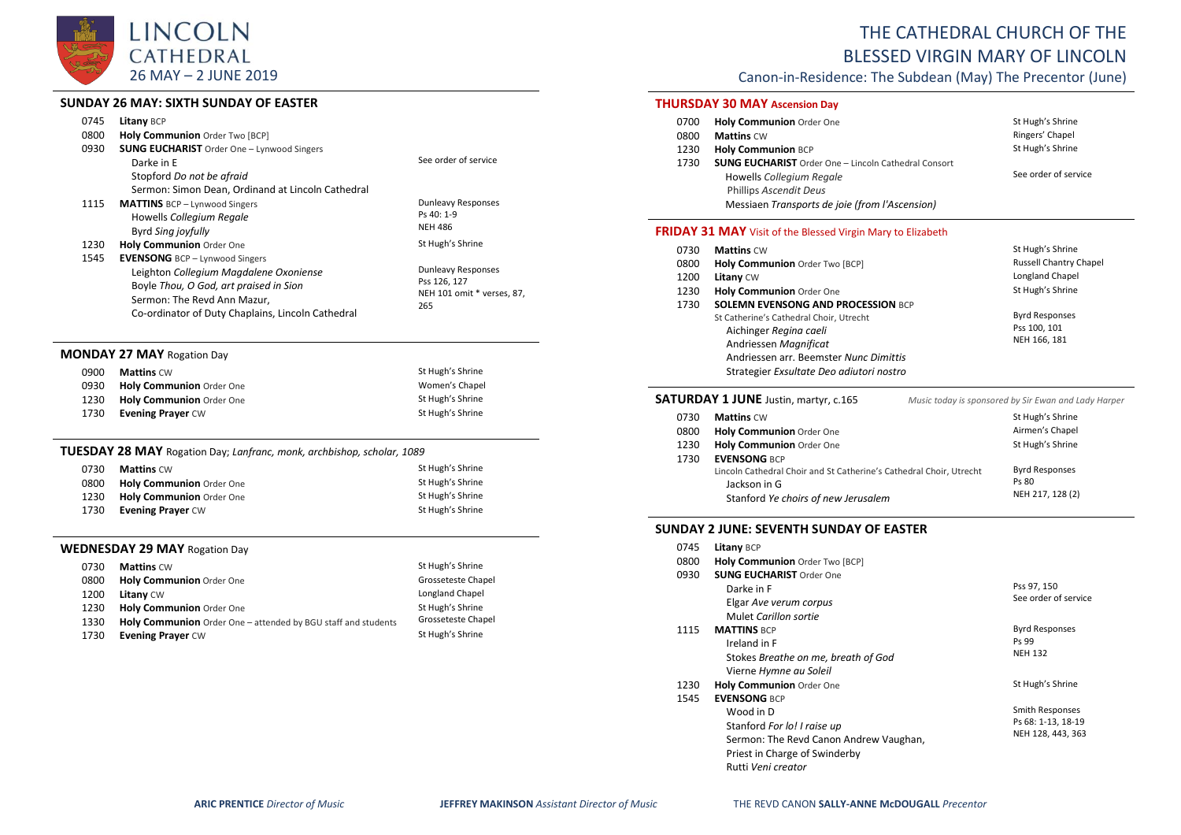# LINCOLN CATHEDRAL

26 MAY – 2 JUNE 2019

# THE CATHEDRAL CHURCH OF THE BLESSED VIRGIN MARY OF LINCOLN

Canon-in-Residence: The Subdean (May) The Precentor (June)

## SUNDAY 26 MAY: SIXTH SUNDAY OF EASTER

| | | |
|---|---|---|
| 0745 | **Litany** BCP | |
| 0800 | **Holy Communion** Order Two [BCP] | |
| 0930 | **SUNG EUCHARIST** Order One – Lynwood Singers<br>Darke in E<br>Stopford *Do not be afraid*<br>Sermon: Simon Dean, Ordinand at Lincoln Cathedral | See order of service |
| 1115 | **MATTINS** BCP – Lynwood Singers<br>Howells *Collegium Regale*<br>Byrd *Sing joyfully* | Dunleavy Responses<br>Ps 40: 1-9<br>NEH 486 |
| 1230 | **Holy Communion** Order One | St Hugh's Shrine |
| 1545 | **EVENSONG** BCP – Lynwood Singers<br>Leighton *Collegium Magdalene Oxoniense*<br>Boyle *Thou, O God, art praised in Sion*<br>Sermon: The Revd Ann Mazur,<br>Co-ordinator of Duty Chaplains, Lincoln Cathedral | Dunleavy Responses<br>Pss 126, 127<br>NEH 101 omit * verses, 87, 265 |

## MONDAY 27 MAY Rogation Day

| | | |
|---|---|---|
| 0900 | **Mattins** CW | St Hugh's Shrine |
| 0930 | **Holy Communion** Order One | Women's Chapel |
| 1230 | **Holy Communion** Order One | St Hugh's Shrine |
| 1730 | **Evening Prayer** CW | St Hugh's Shrine |

## TUESDAY 28 MAY Rogation Day; *Lanfranc, monk, archbishop, scholar, 1089*

| | | |
|---|---|---|
| 0730 | **Mattins** CW | St Hugh's Shrine |
| 0800 | **Holy Communion** Order One | St Hugh's Shrine |
| 1230 | **Holy Communion** Order One | St Hugh's Shrine |
| 1730 | **Evening Prayer** CW | St Hugh's Shrine |

## WEDNESDAY 29 MAY Rogation Day

| | | |
|---|---|---|
| 0730 | **Mattins** CW | St Hugh's Shrine |
| 0800 | **Holy Communion** Order One | Grosseteste Chapel |
| 1200 | **Litany** CW | Longland Chapel |
| 1230 | **Holy Communion** Order One | St Hugh's Shrine |
| 1330 | **Holy Communion** Order One – attended by BGU staff and students | Grosseteste Chapel |
| 1730 | **Evening Prayer** CW | St Hugh's Shrine |

## THURSDAY 30 MAY Ascension Day

| | | |
|---|---|---|
| 0700 | **Holy Communion** Order One | St Hugh's Shrine |
| 0800 | **Mattins** CW | Ringers' Chapel |
| 1230 | **Holy Communion** BCP | St Hugh's Shrine |
| 1730 | **SUNG EUCHARIST** Order One – Lincoln Cathedral Consort<br>Howells *Collegium Regale*<br>Phillips *Ascendit Deus*<br>Messiaen *Transports de joie (from l'Ascension)* | See order of service |

## FRIDAY 31 MAY Visit of the Blessed Virgin Mary to Elizabeth

| | | |
|---|---|---|
| 0730 | **Mattins** CW | St Hugh's Shrine |
| 0800 | **Holy Communion** Order Two [BCP] | Russell Chantry Chapel |
| 1200 | **Litany** CW | Longland Chapel |
| 1230 | **Holy Communion** Order One | St Hugh's Shrine |
| 1730 | **SOLEMN EVENSONG AND PROCESSION** BCP<br>St Catherine's Cathedral Choir, Utrecht<br>Aichinger *Regina caeli*<br>Andriessen *Magnificat*<br>Andriessen arr. Beemster *Nunc Dimittis*<br>Strategier *Exsultate Deo adiutori nostro* | Byrd Responses<br>Pss 100, 101<br>NEH 166, 181 |

## SATURDAY 1 JUNE Justin, martyr, c.165

*Music today is sponsored by Sir Ewan and Lady Harper*

| | | |
|---|---|---|
| 0730 | **Mattins** CW | St Hugh's Shrine |
| 0800 | **Holy Communion** Order One | Airmen's Chapel |
| 1230 | **Holy Communion** Order One | St Hugh's Shrine |
| 1730 | **EVENSONG** BCP<br>Lincoln Cathedral Choir and St Catherine's Cathedral Choir, Utrecht<br>Jackson in G<br>Stanford *Ye choirs of new Jerusalem* | Byrd Responses<br>Ps 80<br>NEH 217, 128 (2) |

## SUNDAY 2 JUNE: SEVENTH SUNDAY OF EASTER

| | | |
|---|---|---|
| 0745 | **Litany** BCP | |
| 0800 | **Holy Communion** Order Two [BCP] | |
| 0930 | **SUNG EUCHARIST** Order One<br>Darke in F<br>Elgar *Ave verum corpus*<br>Mulet *Carillon sortie* | Pss 97, 150<br>See order of service |
| 1115 | **MATTINS** BCP<br>Ireland in F<br>Stokes *Breathe on me, breath of God*<br>Vierne *Hymne au Soleil* | Byrd Responses<br>Ps 99<br>NEH 132 |
| 1230 | **Holy Communion** Order One | St Hugh's Shrine |
| 1545 | **EVENSONG** BCP<br>Wood in D<br>Stanford *For lo! I raise up*<br>Sermon: The Revd Canon Andrew Vaughan,<br>Priest in Charge of Swinderby<br>Rutti *Veni creator* | Smith Responses<br>Ps 68: 1-13, 18-19<br>NEH 128, 443, 363 |

**ARIC PRENTICE** *Director of Music* **JEFFREY MAKINSON** *Assistant Director of Music* THE REVD CANON **SALLY-ANNE McDOUGALL** *Precentor*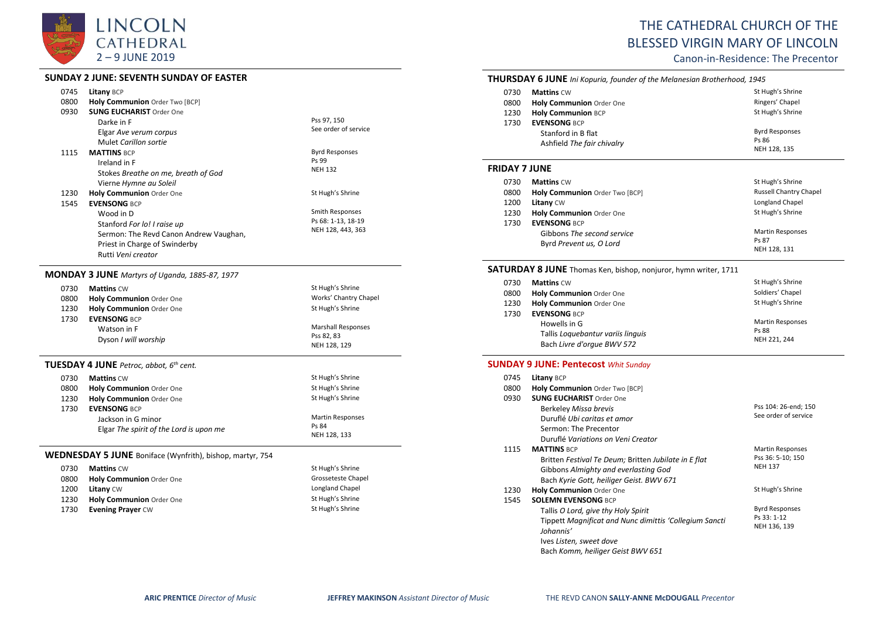# LINCOLN CATHEDRAL

2 – 9 JUNE 2019

# THE CATHEDRAL CHURCH OF THE BLESSED VIRGIN MARY OF LINCOLN

Canon-in-Residence: The Precentor

## SUNDAY 2 JUNE: SEVENTH SUNDAY OF EASTER

| | | |
|---|---|---|
| 0745 | **Litany** BCP | |
| 0800 | **Holy Communion** Order Two [BCP] | |
| 0930 | **SUNG EUCHARIST** Order One<br>Darke in F<br>Elgar *Ave verum corpus*<br>Mulet *Carillon sortie* | Pss 97, 150<br>See order of service |
| 1115 | **MATTINS** BCP<br>Ireland in F<br>Stokes *Breathe on me, breath of God*<br>Vierne *Hymne au Soleil* | Byrd Responses<br>Ps 99<br>NEH 132 |
| 1230 | **Holy Communion** Order One | St Hugh's Shrine |
| 1545 | **EVENSONG** BCP<br>Wood in D<br>Stanford *For lo! I raise up*<br>Sermon: The Revd Canon Andrew Vaughan, Priest in Charge of Swinderby<br>Rutti *Veni creator* | Smith Responses<br>Ps 68: 1-13, 18-19<br>NEH 128, 443, 363 |

## MONDAY 3 JUNE *Martyrs of Uganda, 1885-87, 1977*

| | | |
|---|---|---|
| 0730 | **Mattins** CW | St Hugh's Shrine |
| 0800 | **Holy Communion** Order One | Works' Chantry Chapel |
| 1230 | **Holy Communion** Order One | St Hugh's Shrine |
| 1730 | **EVENSONG** BCP<br>Watson in F<br>Dyson *I will worship* | Marshall Responses<br>Pss 82, 83<br>NEH 128, 129 |

## TUESDAY 4 JUNE *Petroc, abbot, 6th cent.*

| | | |
|---|---|---|
| 0730 | **Mattins** CW | St Hugh's Shrine |
| 0800 | **Holy Communion** Order One | St Hugh's Shrine |
| 1230 | **Holy Communion** Order One | St Hugh's Shrine |
| 1730 | **EVENSONG** BCP<br>Jackson in G minor<br>Elgar *The spirit of the Lord is upon me* | Martin Responses<br>Ps 84<br>NEH 128, 133 |

## WEDNESDAY 5 JUNE Boniface (Wynfrith), bishop, martyr, 754

| | | |
|---|---|---|
| 0730 | **Mattins** CW | St Hugh's Shrine |
| 0800 | **Holy Communion** Order One | Grosseteste Chapel |
| 1200 | **Litany** CW | Longland Chapel |
| 1230 | **Holy Communion** Order One | St Hugh's Shrine |
| 1730 | **Evening Prayer** CW | St Hugh's Shrine |

## THURSDAY 6 JUNE *Ini Kopuria, founder of the Melanesian Brotherhood, 1945*

| | | |
|---|---|---|
| 0730 | **Mattins** CW | St Hugh's Shrine |
| 0800 | **Holy Communion** Order One | Ringers' Chapel |
| 1230 | **Holy Communion** BCP | St Hugh's Shrine |
| 1730 | **EVENSONG** BCP<br>Stanford in B flat<br>Ashfield *The fair chivalry* | Byrd Responses<br>Ps 86<br>NEH 128, 135 |

## FRIDAY 7 JUNE

| | | |
|---|---|---|
| 0730 | **Mattins** CW | St Hugh's Shrine |
| 0800 | **Holy Communion** Order Two [BCP] | Russell Chantry Chapel |
| 1200 | **Litany** CW | Longland Chapel |
| 1230 | **Holy Communion** Order One | St Hugh's Shrine |
| 1730 | **EVENSONG** BCP<br>Gibbons *The second service*<br>Byrd *Prevent us, O Lord* | Martin Responses<br>Ps 87<br>NEH 128, 131 |

## SATURDAY 8 JUNE Thomas Ken, bishop, nonjuror, hymn writer, 1711

| | | |
|---|---|---|
| 0730 | **Mattins** CW | St Hugh's Shrine |
| 0800 | **Holy Communion** Order One | Soldiers' Chapel |
| 1230 | **Holy Communion** Order One | St Hugh's Shrine |
| 1730 | **EVENSONG** BCP<br>Howells in G<br>Tallis *Loquebantur variis linguis*<br>Bach *Livre d'orgue BWV 572* | Martin Responses<br>Ps 88<br>NEH 221, 244 |

## SUNDAY 9 JUNE: Pentecost *Whit Sunday*

| | | |
|---|---|---|
| 0745 | **Litany** BCP | |
| 0800 | **Holy Communion** Order Two [BCP] | |
| 0930 | **SUNG EUCHARIST** Order One<br>Berkeley *Missa brevis*<br>Duruflé *Ubi caritas et amor*<br>Sermon: The Precentor<br>Duruflé *Variations on Veni Creator* | Pss 104: 26-end; 150<br>See order of service |
| 1115 | **MATTINS** BCP<br>Britten *Festival Te Deum;* Britten *Jubilate in E flat*<br>Gibbons *Almighty and everlasting God*<br>Bach *Kyrie Gott, heiliger Geist. BWV 671* | Martin Responses<br>Pss 36: 5-10; 150<br>NEH 137 |
| 1230 | **Holy Communion** Order One | St Hugh's Shrine |
| 1545 | **SOLEMN EVENSONG** BCP<br>Tallis *O Lord, give thy Holy Spirit*<br>Tippett *Magnificat and Nunc dimittis 'Collegium Sancti Johannis'*<br>Ives *Listen, sweet dove*<br>Bach *Komm, heiliger Geist BWV 651* | Byrd Responses<br>Ps 33: 1-12<br>NEH 136, 139 |

**ARIC PRENTICE** *Director of Music* **JEFFREY MAKINSON** *Assistant Director of Music* THE REVD CANON **SALLY-ANNE McDOUGALL** *Precentor*